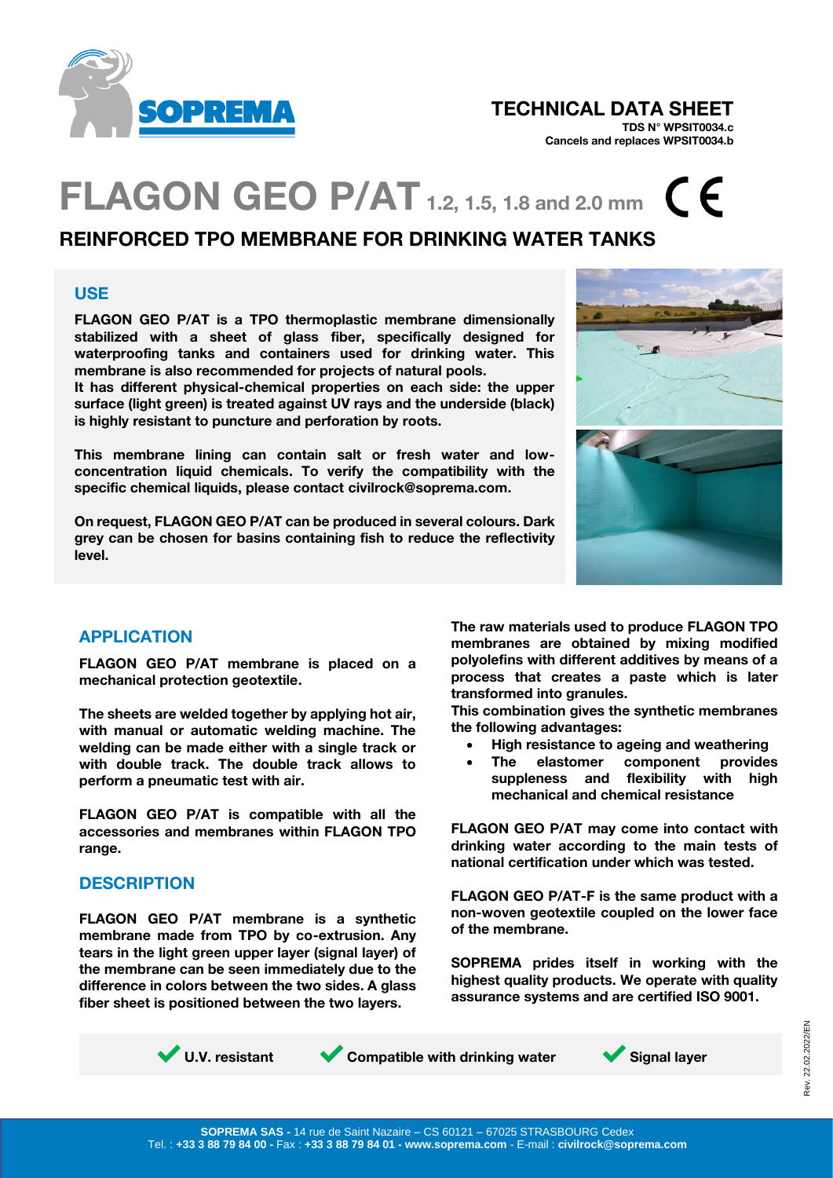TECHNICAL DATA SHEET

TDS N° WPSIT0034.c
Cancels and replaces WPSIT0034.b

# FLAGON GEO P/AT 1.2, 1.5, 1.8 and 2.0 mm CE

## REINFORCED TPO MEMBRANE FOR DRINKING WATER TANKS

### USE

**FLAGON GEO P/AT is a TPO thermoplastic membrane dimensionally stabilized with a sheet of glass fiber, specifically designed for waterproofing tanks and containers used for drinking water. This membrane is also recommended for projects of natural pools.**
**It has different physical-chemical properties on each side: the upper surface (light green) is treated against UV rays and the underside (black) is highly resistant to puncture and perforation by roots.**

**This membrane lining can contain salt or fresh water and low-concentration liquid chemicals. To verify the compatibility with the specific chemical liquids, please contact civilrock@soprema.com.**

**On request, FLAGON GEO P/AT can be produced in several colours. Dark grey can be chosen for basins containing fish to reduce the reflectivity level.**

### APPLICATION

**FLAGON GEO P/AT membrane is placed on a mechanical protection geotextile.**

**The sheets are welded together by applying hot air, with manual or automatic welding machine. The welding can be made either with a single track or with double track. The double track allows to perform a pneumatic test with air.**

**FLAGON GEO P/AT is compatible with all the accessories and membranes within FLAGON TPO range.**

### DESCRIPTION

**FLAGON GEO P/AT membrane is a synthetic membrane made from TPO by co-extrusion. Any tears in the light green upper layer (signal layer) of the membrane can be seen immediately due to the difference in colors between the two sides. A glass fiber sheet is positioned between the two layers.**

**The raw materials used to produce FLAGON TPO membranes are obtained by mixing modified polyolefins with different additives by means of a process that creates a paste which is later transformed into granules.**
**This combination gives the synthetic membranes the following advantages:**

- **High resistance to ageing and weathering**
- **The elastomer component provides suppleness and flexibility with high mechanical and chemical resistance**

**FLAGON GEO P/AT may come into contact with drinking water according to the main tests of national certification under which was tested.**

**FLAGON GEO P/AT-F is the same product with a non-woven geotextile coupled on the lower face of the membrane.**

**SOPREMA prides itself in working with the highest quality products. We operate with quality assurance systems and are certified ISO 9001.**

✔ **U.V. resistant** ✔ **Compatible with drinking water** ✔ **Signal layer**

Rev. 22.02.2022/EN

**SOPREMA SAS -** 14 rue de Saint Nazaire – CS 60121 – 67025 STRASBOURG Cedex
Tel. : **+33 3 88 79 84 00 -** Fax : **+33 3 88 79 84 01 - www.soprema.com** - E-mail : **civilrock@soprema.com**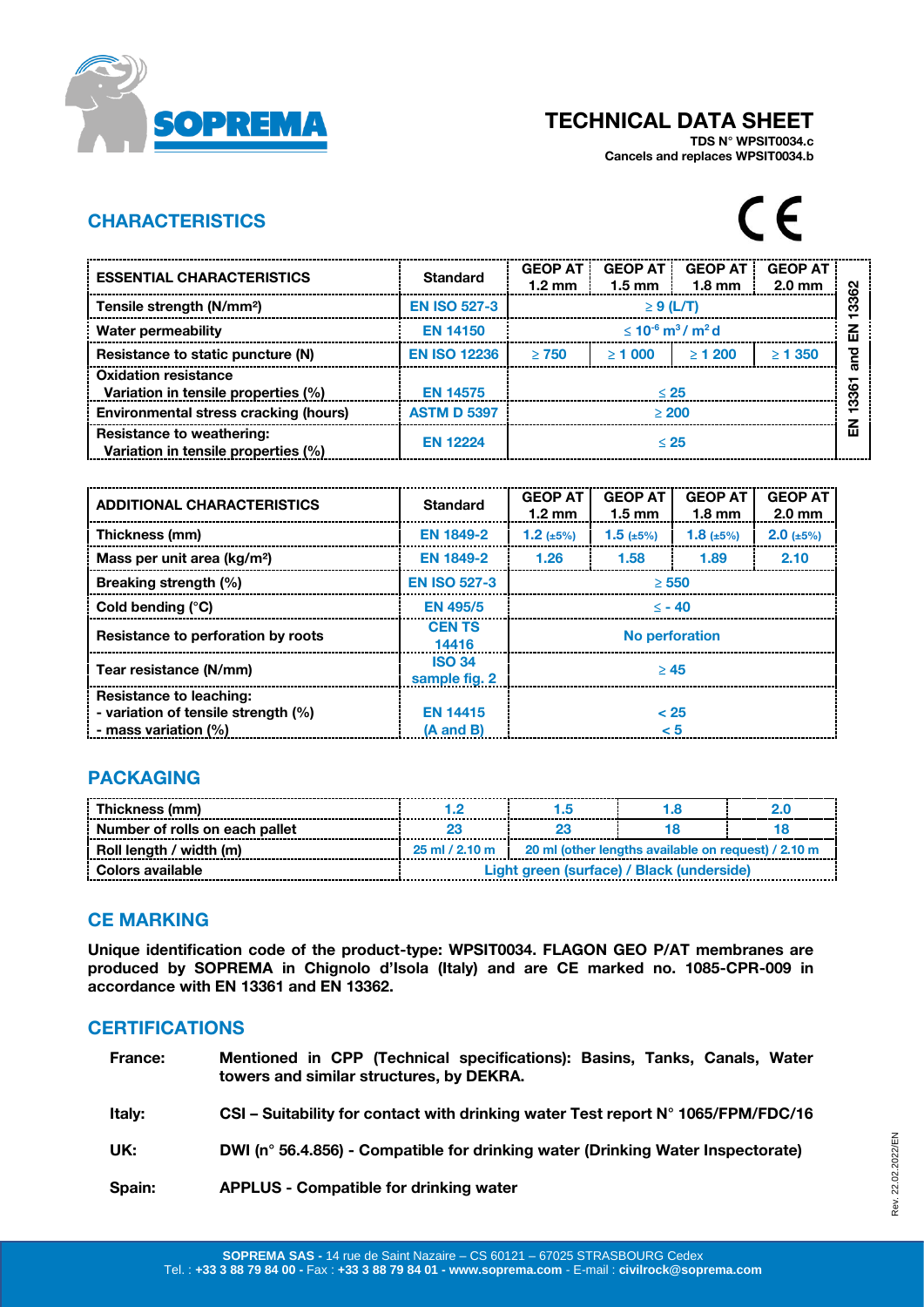# TECHNICAL DATA SHEET

**TDS N° WPSIT0034.c**
**Cancels and replaces WPSIT0034.b**

## CHARACTERISTICS

CE

| ESSENTIAL CHARACTERISTICS | Standard | GEOP AT 1.2 mm | GEOP AT 1.5 mm | GEOP AT 1.8 mm | GEOP AT 2.0 mm | |
|---|---|---|---|---|---|---|
| Tensile strength (N/mm²) | EN ISO 527-3 | ≥ 9 (L/T) | | | | EN 13361 and EN 13362 |
| Water permeability | EN 14150 | ≤ $10^{-6}$ $m^3$ / $m^2$ d | | | | |
| Resistance to static puncture (N) | EN ISO 12236 | ≥ 750 | ≥ 1 000 | ≥ 1 200 | ≥ 1 350 | |
| Oxidation resistance<br>Variation in tensile properties (%) | EN 14575 | ≤ 25 | | | | |
| Environmental stress cracking (hours) | ASTM D 5397 | ≥ 200 | | | | |
| Resistance to weathering:<br>Variation in tensile properties (%) | EN 12224 | ≤ 25 | | | | |

| ADDITIONAL CHARACTERISTICS | Standard | GEOP AT 1.2 mm | GEOP AT 1.5 mm | GEOP AT 1.8 mm | GEOP AT 2.0 mm |
|---|---|---|---|---|---|
| Thickness (mm) | EN 1849-2 | 1.2 (±5%) | 1.5 (±5%) | 1.8 (±5%) | 2.0 (±5%) |
| Mass per unit area (kg/m²) | EN 1849-2 | 1.26 | 1.58 | 1.89 | 2.10 |
| Breaking strength (%) | EN ISO 527-3 | ≥ 550 | | | |
| Cold bending (°C) | EN 495/5 | ≤ - 40 | | | |
| Resistance to perforation by roots | CEN TS 14416 | No perforation | | | |
| Tear resistance (N/mm) | ISO 34 sample fig. 2 | ≥ 45 | | | |
| Resistance to leaching:<br>- variation of tensile strength (%)<br>- mass variation (%) | EN 14415 (A and B) | < 25<br>< 5 | | | |

## PACKAGING

| Thickness (mm) | 1.2 | 1.5 | 1.8 | 2.0 |
|---|---|---|---|---|
| Number of rolls on each pallet | 23 | 23 | 18 | 18 |
| Roll length / width (m) | 25 ml / 2.10 m | 20 ml (other lengths available on request) / 2.10 m | | |
| Colors available | Light green (surface) / Black (underside) | | | |

## CE MARKING

**Unique identification code of the product-type: WPSIT0034. FLAGON GEO P/AT membranes are produced by SOPREMA in Chignolo d'Isola (Italy) and are CE marked no. 1085-CPR-009 in accordance with EN 13361 and EN 13362.**

## CERTIFICATIONS

**France:** Mentioned in CPP (Technical specifications): Basins, Tanks, Canals, Water towers and similar structures, by DEKRA.

**Italy:** CSI – Suitability for contact with drinking water Test report N° 1065/FPM/FDC/16

**UK:** DWI (n° 56.4.856) - Compatible for drinking water (Drinking Water Inspectorate)

**Spain:** APPLUS - Compatible for drinking water

Rev. 22.02.2022/EN

**SOPREMA SAS -** 14 rue de Saint Nazaire – CS 60121 – 67025 STRASBOURG Cedex
Tel. : **+33 3 88 79 84 00 -** Fax : **+33 3 88 79 84 01 - www.soprema.com** - E-mail : **civilrock@soprema.com**